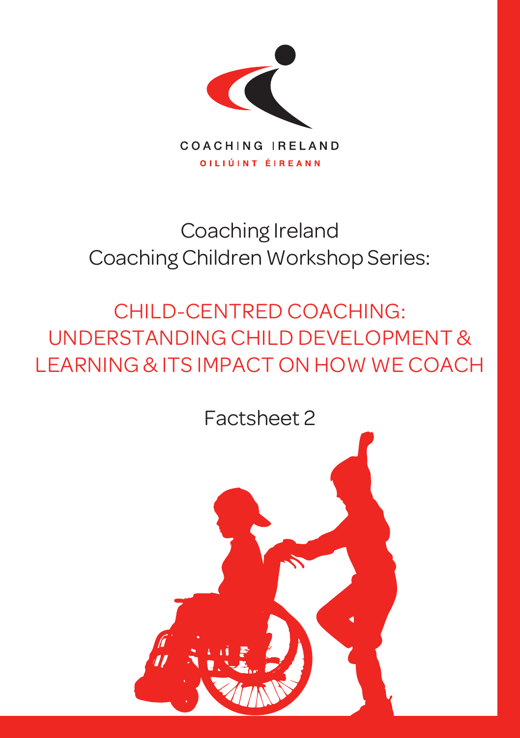COACHING IRELAND

OILIÚINT ÉIREANN

# Coaching Ireland
# Coaching Children Workshop Series:

## CHILD-CENTRED COACHING: UNDERSTANDING CHILD DEVELOPMENT & LEARNING & ITS IMPACT ON HOW WE COACH

Factsheet 2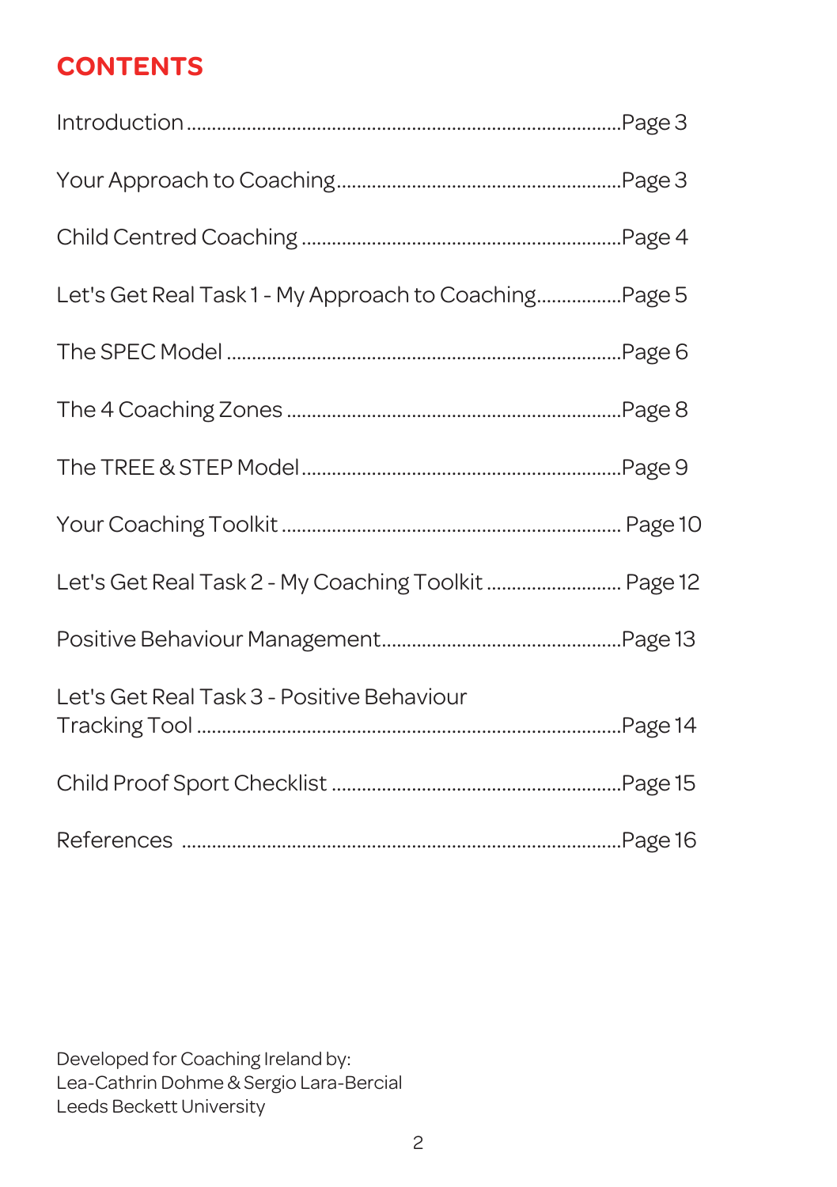## CONTENTS

Introduction .................................................................................. Page 3

Your Approach to Coaching ..................................................... Page 3

Child Centred Coaching ........................................................... Page 4

Let's Get Real Task 1 - My Approach to Coaching ................ Page 5

The SPEC Model ....................................................................... Page 6

The 4 Coaching Zones ............................................................. Page 8

The TREE & STEP Model .......................................................... Page 9

Your Coaching Toolkit ............................................................. Page 10

Let's Get Real Task 2 - My Coaching Toolkit .......................... Page 12

Positive Behaviour Management ............................................ Page 13

Let's Get Real Task 3 - Positive Behaviour Tracking Tool ......................................................................... Page 14

Child Proof Sport Checklist ..................................................... Page 15

References ................................................................................ Page 16

Developed for Coaching Ireland by:
Lea-Cathrin Dohme & Sergio Lara-Bercial
Leeds Beckett University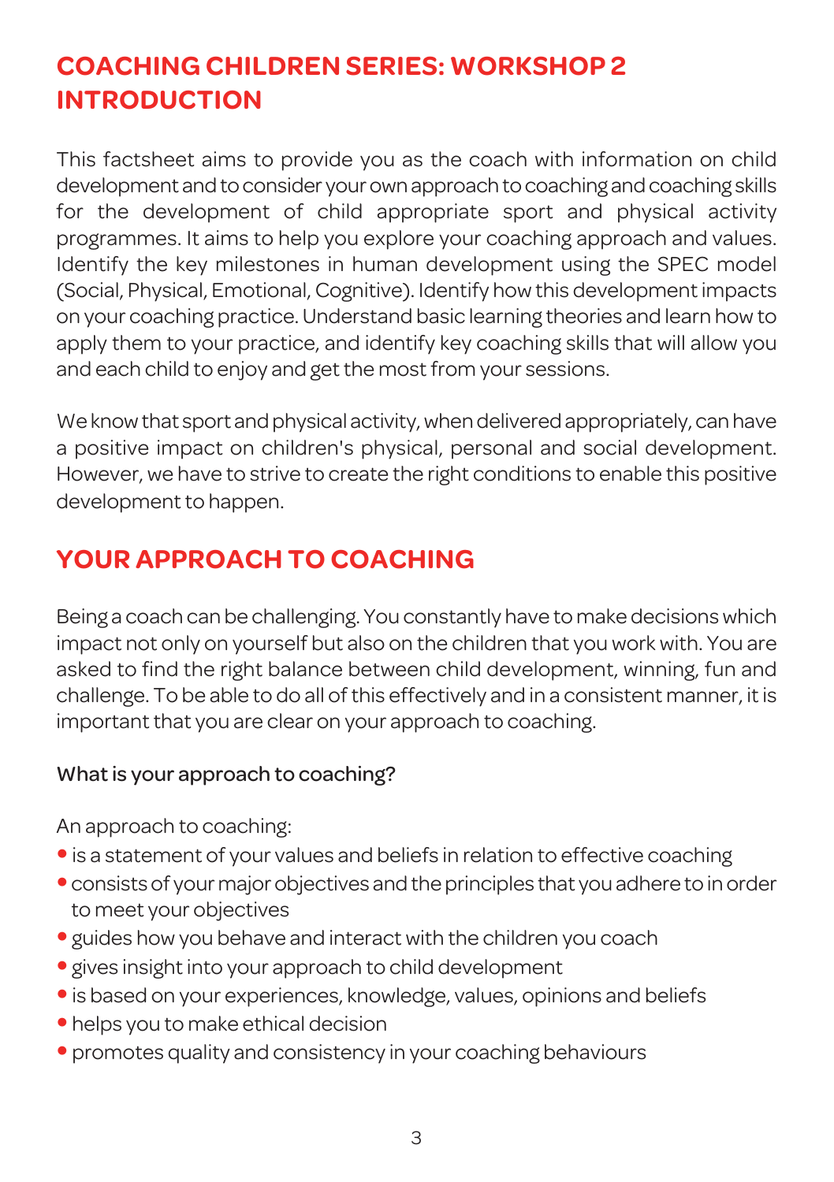# COACHING CHILDREN SERIES: WORKSHOP 2 INTRODUCTION

This factsheet aims to provide you as the coach with information on child development and to consider your own approach to coaching and coaching skills for the development of child appropriate sport and physical activity programmes. It aims to help you explore your coaching approach and values. Identify the key milestones in human development using the SPEC model (Social, Physical, Emotional, Cognitive). Identify how this development impacts on your coaching practice. Understand basic learning theories and learn how to apply them to your practice, and identify key coaching skills that will allow you and each child to enjoy and get the most from your sessions.

We know that sport and physical activity, when delivered appropriately, can have a positive impact on children's physical, personal and social development. However, we have to strive to create the right conditions to enable this positive development to happen.

## YOUR APPROACH TO COACHING

Being a coach can be challenging. You constantly have to make decisions which impact not only on yourself but also on the children that you work with. You are asked to find the right balance between child development, winning, fun and challenge. To be able to do all of this effectively and in a consistent manner, it is important that you are clear on your approach to coaching.

### What is your approach to coaching?

An approach to coaching:

- is a statement of your values and beliefs in relation to effective coaching
- consists of your major objectives and the principles that you adhere to in order to meet your objectives
- guides how you behave and interact with the children you coach
- gives insight into your approach to child development
- is based on your experiences, knowledge, values, opinions and beliefs
- helps you to make ethical decision
- promotes quality and consistency in your coaching behaviours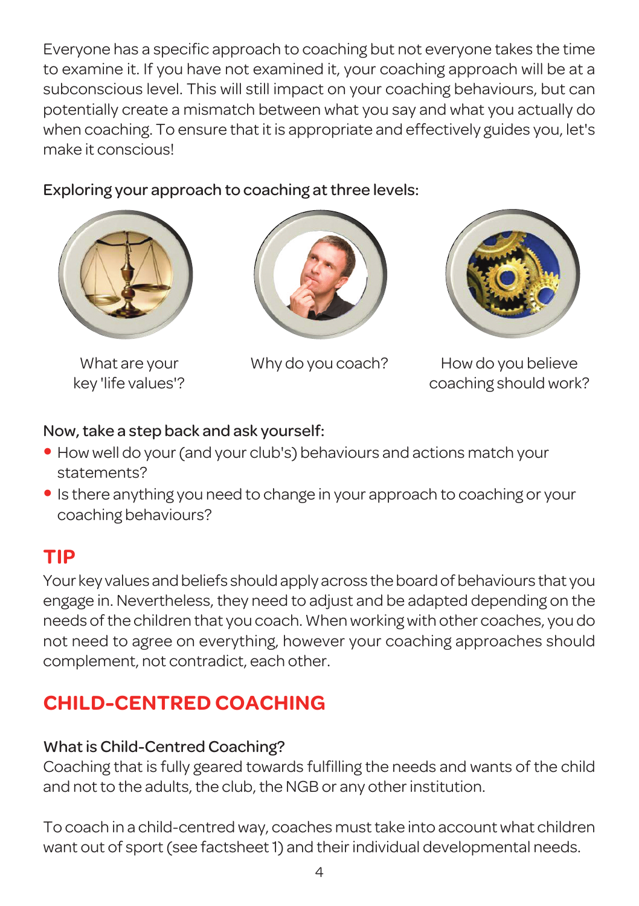Everyone has a specific approach to coaching but not everyone takes the time to examine it. If you have not examined it, your coaching approach will be at a subconscious level. This will still impact on your coaching behaviours, but can potentially create a mismatch between what you say and what you actually do when coaching. To ensure that it is appropriate and effectively guides you, let's make it conscious!

Exploring your approach to coaching at three levels:

What are your key 'life values'?

Why do you coach?

How do you believe coaching should work?

Now, take a step back and ask yourself:

- How well do your (and your club's) behaviours and actions match your statements?
- Is there anything you need to change in your approach to coaching or your coaching behaviours?

## TIP

Your key values and beliefs should apply across the board of behaviours that you engage in. Nevertheless, they need to adjust and be adapted depending on the needs of the children that you coach. When working with other coaches, you do not need to agree on everything, however your coaching approaches should complement, not contradict, each other.

## CHILD-CENTRED COACHING

### What is Child-Centred Coaching?

Coaching that is fully geared towards fulfilling the needs and wants of the child and not to the adults, the club, the NGB or any other institution.

To coach in a child-centred way, coaches must take into account what children want out of sport (see factsheet 1) and their individual developmental needs.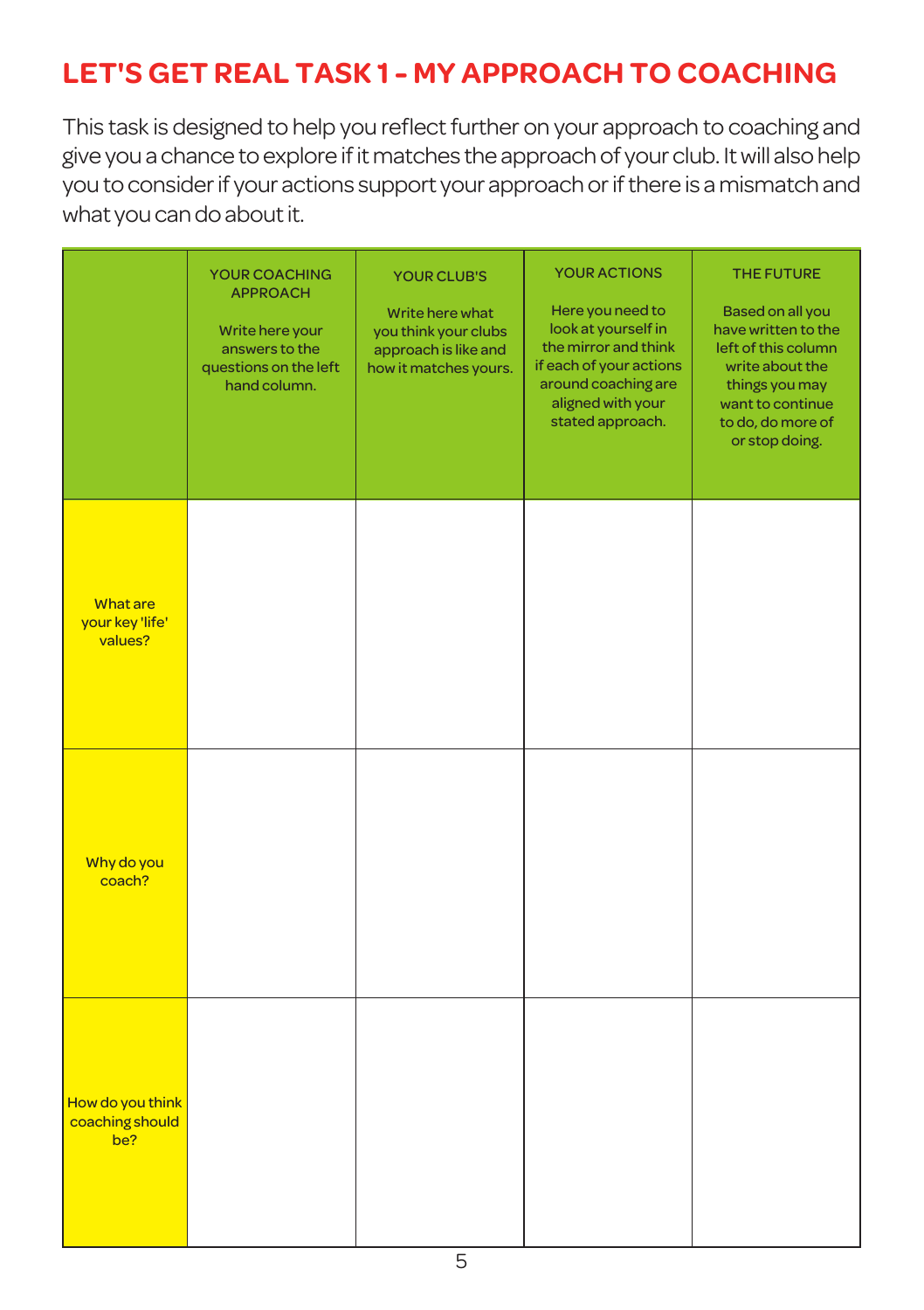# LET'S GET REAL TASK 1 - MY APPROACH TO COACHING

This task is designed to help you reflect further on your approach to coaching and give you a chance to explore if it matches the approach of your club. It will also help you to consider if your actions support your approach or if there is a mismatch and what you can do about it.

| | YOUR COACHING APPROACH<br><br>Write here your answers to the questions on the left hand column. | YOUR CLUB'S<br><br>Write here what you think your clubs approach is like and how it matches yours. | YOUR ACTIONS<br><br>Here you need to look at yourself in the mirror and think if each of your actions around coaching are aligned with your stated approach. | THE FUTURE<br><br>Based on all you have written to the left of this column write about the things you may want to continue to do, do more of or stop doing. |
|---|---|---|---|---|
| What are your key 'life' values? | | | | |
| Why do you coach? | | | | |
| How do you think coaching should be? | | | | |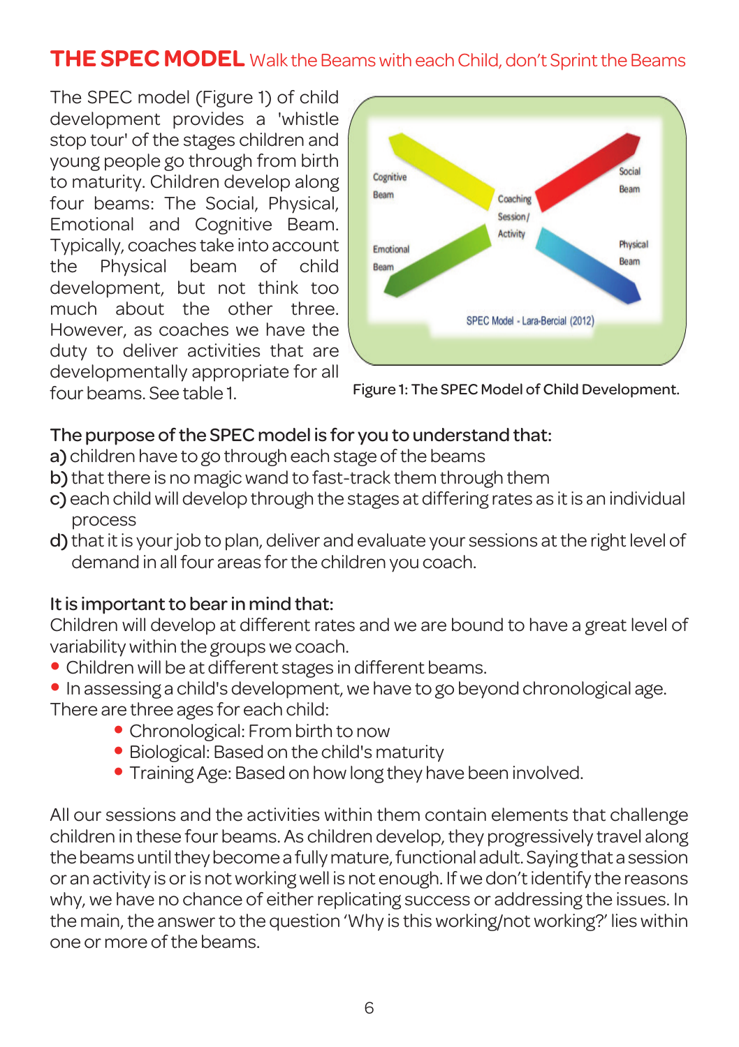## THE SPEC MODEL Walk the Beams with each Child, don't Sprint the Beams

The SPEC model (Figure 1) of child development provides a 'whistle stop tour' of the stages children and young people go through from birth to maturity. Children develop along four beams: The Social, Physical, Emotional and Cognitive Beam. Typically, coaches take into account the Physical beam of child development, but not think too much about the other three. However, as coaches we have the duty to deliver activities that are developmentally appropriate for all four beams. See table 1.

Figure 1: The SPEC Model of Child Development.

**The purpose of the SPEC model is for you to understand that:**

a) children have to go through each stage of the beams

b) that there is no magic wand to fast-track them through them

c) each child will develop through the stages at differing rates as it is an individual process

d) that it is your job to plan, deliver and evaluate your sessions at the right level of demand in all four areas for the children you coach.

**It is important to bear in mind that:**

Children will develop at different rates and we are bound to have a great level of variability within the groups we coach.

- Children will be at different stages in different beams.
- In assessing a child's development, we have to go beyond chronological age.

There are three ages for each child:

- Chronological: From birth to now
- Biological: Based on the child's maturity
- Training Age: Based on how long they have been involved.

All our sessions and the activities within them contain elements that challenge children in these four beams. As children develop, they progressively travel along the beams until they become a fully mature, functional adult. Saying that a session or an activity is or is not working well is not enough. If we don't identify the reasons why, we have no chance of either replicating success or addressing the issues. In the main, the answer to the question 'Why is this working/not working?' lies within one or more of the beams.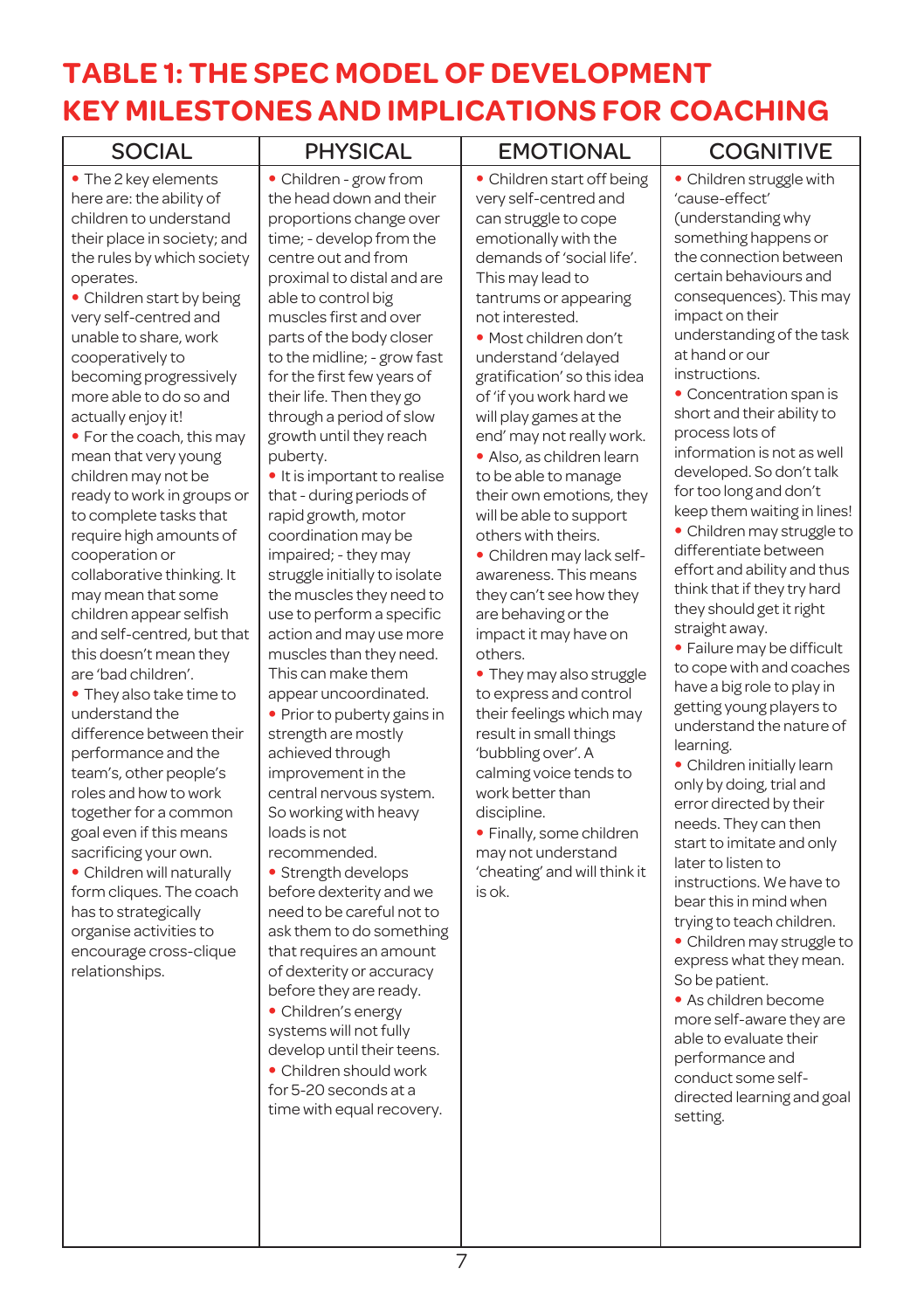# TABLE 1: THE SPEC MODEL OF DEVELOPMENT KEY MILESTONES AND IMPLICATIONS FOR COACHING

| SOCIAL | PHYSICAL | EMOTIONAL | COGNITIVE |
|---|---|---|---|
| • The 2 key elements here are: the ability of children to understand their place in society; and the rules by which society operates.<br>• Children start by being very self-centred and unable to share, work cooperatively to becoming progressively more able to do so and actually enjoy it!<br>• For the coach, this may mean that very young children may not be ready to work in groups or to complete tasks that require high amounts of cooperation or collaborative thinking. It may mean that some children appear selfish and self-centred, but that this doesn't mean they are 'bad children'.<br>• They also take time to understand the difference between their performance and the team's, other people's roles and how to work together for a common goal even if this means sacrificing your own.<br>• Children will naturally form cliques. The coach has to strategically organise activities to encourage cross-clique relationships. | • Children - grow from the head down and their proportions change over time; - develop from the centre out and from proximal to distal and are able to control big muscles first and over parts of the body closer to the midline; - grow fast for the first few years of their life. Then they go through a period of slow growth until they reach puberty.<br>• It is important to realise that - during periods of rapid growth, motor coordination may be impaired; - they may struggle initially to isolate the muscles they need to use to perform a specific action and may use more muscles than they need. This can make them appear uncoordinated.<br>• Prior to puberty gains in strength are mostly achieved through improvement in the central nervous system. So working with heavy loads is not recommended.<br>• Strength develops before dexterity and we need to be careful not to ask them to do something that requires an amount of dexterity or accuracy before they are ready.<br>• Children's energy systems will not fully develop until their teens.<br>• Children should work for 5-20 seconds at a time with equal recovery. | • Children start off being very self-centred and can struggle to cope emotionally with the demands of 'social life'. This may lead to tantrums or appearing not interested.<br>• Most children don't understand 'delayed gratification' so this idea of 'if you work hard we will play games at the end' may not really work.<br>• Also, as children learn to be able to manage their own emotions, they will be able to support others with theirs.<br>• Children may lack self-awareness. This means they can't see how they are behaving or the impact it may have on others.<br>• They may also struggle to express and control their feelings which may result in small things 'bubbling over'. A calming voice tends to work better than discipline.<br>• Finally, some children may not understand 'cheating' and will think it is ok. | • Children struggle with 'cause-effect' (understanding why something happens or the connection between certain behaviours and consequences). This may impact on their understanding of the task at hand or our instructions.<br>• Concentration span is short and their ability to process lots of information is not as well developed. So don't talk for too long and don't keep them waiting in lines!<br>• Children may struggle to differentiate between effort and ability and thus think that if they try hard they should get it right straight away.<br>• Failure may be difficult to cope with and coaches have a big role to play in getting young players to understand the nature of learning.<br>• Children initially learn only by doing, trial and error directed by their needs. They can then start to imitate and only later to listen to instructions. We have to bear this in mind when trying to teach children.<br>• Children may struggle to express what they mean. So be patient.<br>• As children become more self-aware they are able to evaluate their performance and conduct some self-directed learning and goal setting. |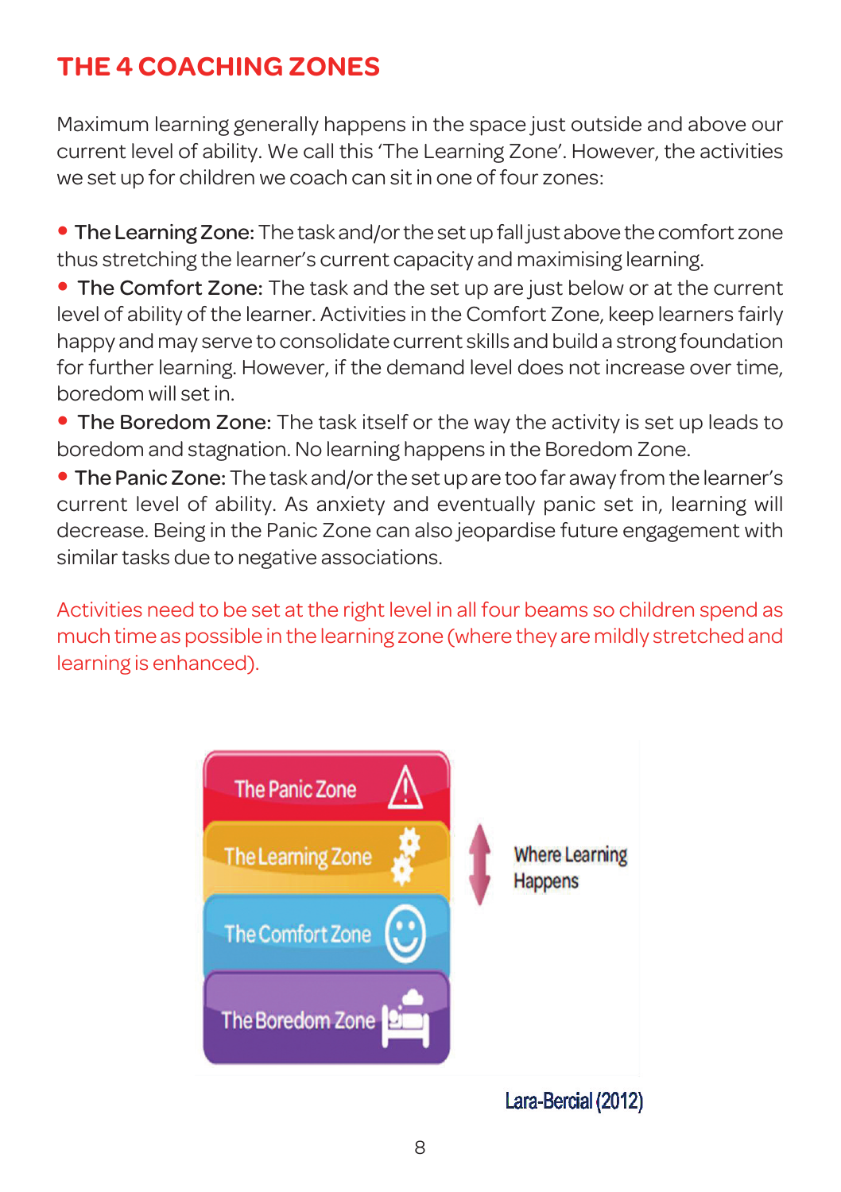# THE 4 COACHING ZONES

Maximum learning generally happens in the space just outside and above our current level of ability. We call this 'The Learning Zone'. However, the activities we set up for children we coach can sit in one of four zones:

- **The Learning Zone:** The task and/or the set up fall just above the comfort zone thus stretching the learner's current capacity and maximising learning.
- **The Comfort Zone:** The task and the set up are just below or at the current level of ability of the learner. Activities in the Comfort Zone, keep learners fairly happy and may serve to consolidate current skills and build a strong foundation for further learning. However, if the demand level does not increase over time, boredom will set in.
- **The Boredom Zone:** The task itself or the way the activity is set up leads to boredom and stagnation. No learning happens in the Boredom Zone.
- **The Panic Zone:** The task and/or the set up are too far away from the learner's current level of ability. As anxiety and eventually panic set in, learning will decrease. Being in the Panic Zone can also jeopardise future engagement with similar tasks due to negative associations.

Activities need to be set at the right level in all four beams so children spend as much time as possible in the learning zone (where they are mildly stretched and learning is enhanced).

The Panic Zone

The Learning Zone

The Comfort Zone

The Boredom Zone

Where Learning Happens

Lara-Bercial (2012)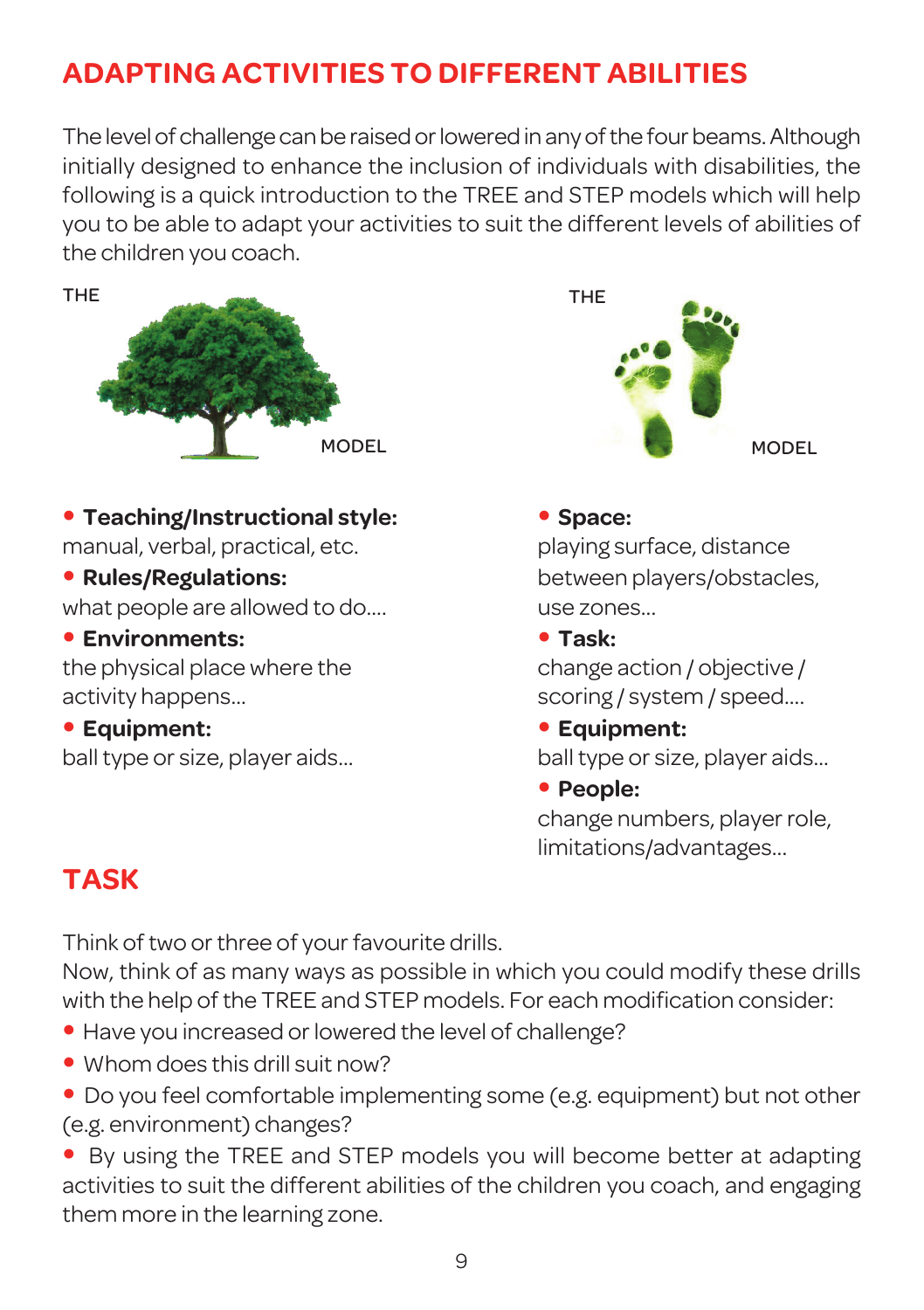## ADAPTING ACTIVITIES TO DIFFERENT ABILITIES

The level of challenge can be raised or lowered in any of the four beams. Although initially designed to enhance the inclusion of individuals with disabilities, the following is a quick introduction to the TREE and STEP models which will help you to be able to adapt your activities to suit the different levels of abilities of the children you coach.

THE TREE MODEL

- **Teaching/Instructional style:** manual, verbal, practical, etc.
- **Rules/Regulations:** what people are allowed to do....
- **Environments:** the physical place where the activity happens...
- **Equipment:** ball type or size, player aids...

THE STEP MODEL

- **Space:** playing surface, distance between players/obstacles, use zones...
- **Task:** change action / objective / scoring / system / speed....
- **Equipment:** ball type or size, player aids...
- **People:** change numbers, player role, limitations/advantages...

## TASK

Think of two or three of your favourite drills.
Now, think of as many ways as possible in which you could modify these drills with the help of the TREE and STEP models. For each modification consider:

- Have you increased or lowered the level of challenge?
- Whom does this drill suit now?
- Do you feel comfortable implementing some (e.g. equipment) but not other (e.g. environment) changes?
- By using the TREE and STEP models you will become better at adapting activities to suit the different abilities of the children you coach, and engaging them more in the learning zone.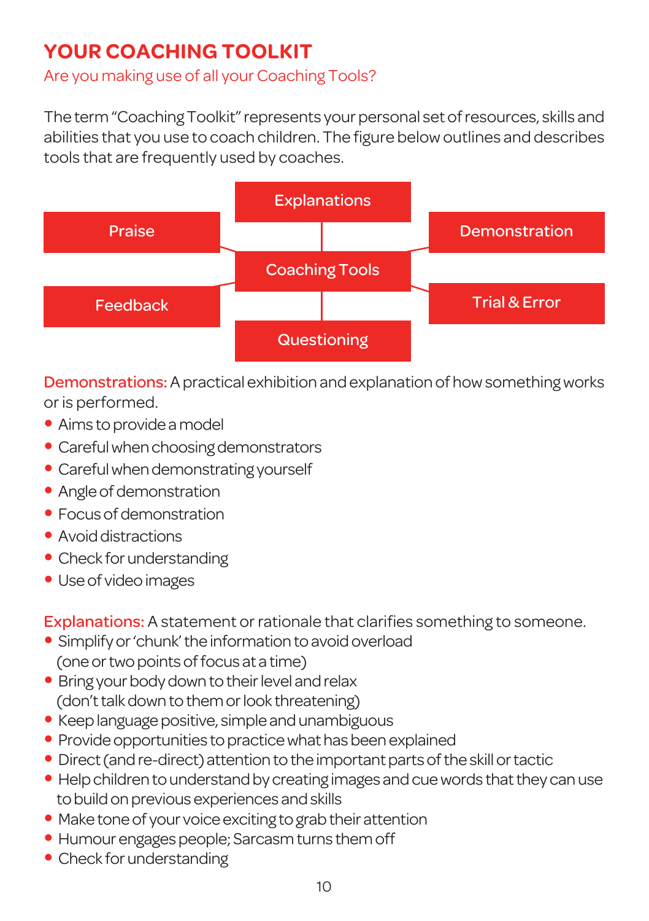# YOUR COACHING TOOLKIT

Are you making use of all your Coaching Tools?

The term "Coaching Toolkit" represents your personal set of resources, skills and abilities that you use to coach children. The figure below outlines and describes tools that are frequently used by coaches.

- Coaching Tools
  - Explanations
  - Praise
  - Demonstration
  - Feedback
  - Trial & Error
  - Questioning

**Demonstrations:** A practical exhibition and explanation of how something works or is performed.

- Aims to provide a model
- Careful when choosing demonstrators
- Careful when demonstrating yourself
- Angle of demonstration
- Focus of demonstration
- Avoid distractions
- Check for understanding
- Use of video images

**Explanations:** A statement or rationale that clarifies something to someone.

- Simplify or 'chunk' the information to avoid overload (one or two points of focus at a time)
- Bring your body down to their level and relax (don't talk down to them or look threatening)
- Keep language positive, simple and unambiguous
- Provide opportunities to practice what has been explained
- Direct (and re-direct) attention to the important parts of the skill or tactic
- Help children to understand by creating images and cue words that they can use to build on previous experiences and skills
- Make tone of your voice exciting to grab their attention
- Humour engages people; Sarcasm turns them off
- Check for understanding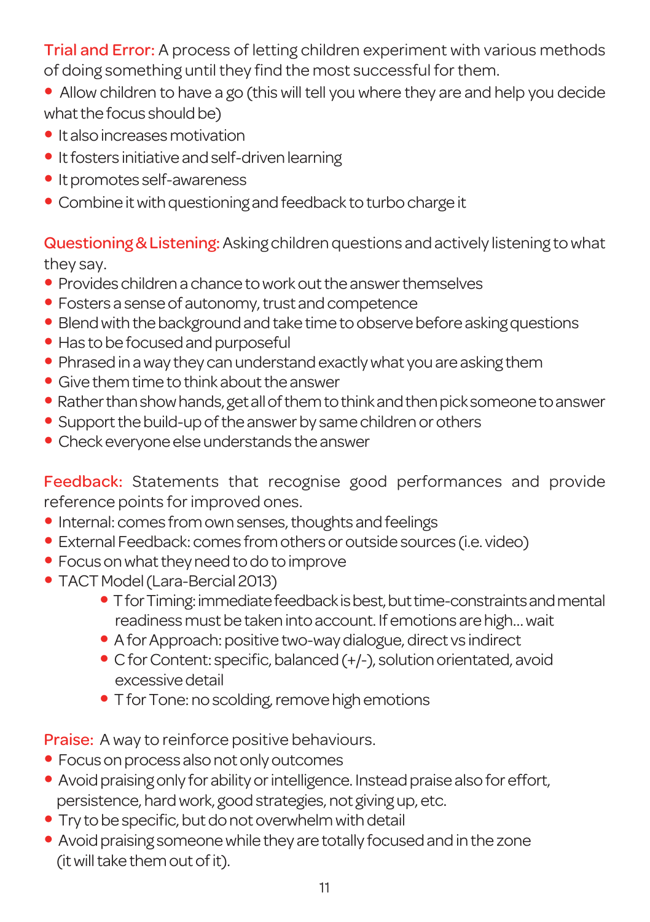**Trial and Error:** A process of letting children experiment with various methods of doing something until they find the most successful for them.

- Allow children to have a go (this will tell you where they are and help you decide what the focus should be)
- It also increases motivation
- It fosters initiative and self-driven learning
- It promotes self-awareness
- Combine it with questioning and feedback to turbo charge it

**Questioning & Listening:** Asking children questions and actively listening to what they say.

- Provides children a chance to work out the answer themselves
- Fosters a sense of autonomy, trust and competence
- Blend with the background and take time to observe before asking questions
- Has to be focused and purposeful
- Phrased in a way they can understand exactly what you are asking them
- Give them time to think about the answer
- Rather than show hands, get all of them to think and then pick someone to answer
- Support the build-up of the answer by same children or others
- Check everyone else understands the answer

**Feedback:** Statements that recognise good performances and provide reference points for improved ones.

- Internal: comes from own senses, thoughts and feelings
- External Feedback: comes from others or outside sources (i.e. video)
- Focus on what they need to do to improve
- TACT Model (Lara-Bercial 2013)
  - T for Timing: immediate feedback is best, but time-constraints and mental readiness must be taken into account. If emotions are high… wait
  - A for Approach: positive two-way dialogue, direct vs indirect
  - C for Content: specific, balanced (+/-), solution orientated, avoid excessive detail
  - T for Tone: no scolding, remove high emotions

**Praise:** A way to reinforce positive behaviours.

- Focus on process also not only outcomes
- Avoid praising only for ability or intelligence. Instead praise also for effort, persistence, hard work, good strategies, not giving up, etc.
- Try to be specific, but do not overwhelm with detail
- Avoid praising someone while they are totally focused and in the zone (it will take them out of it).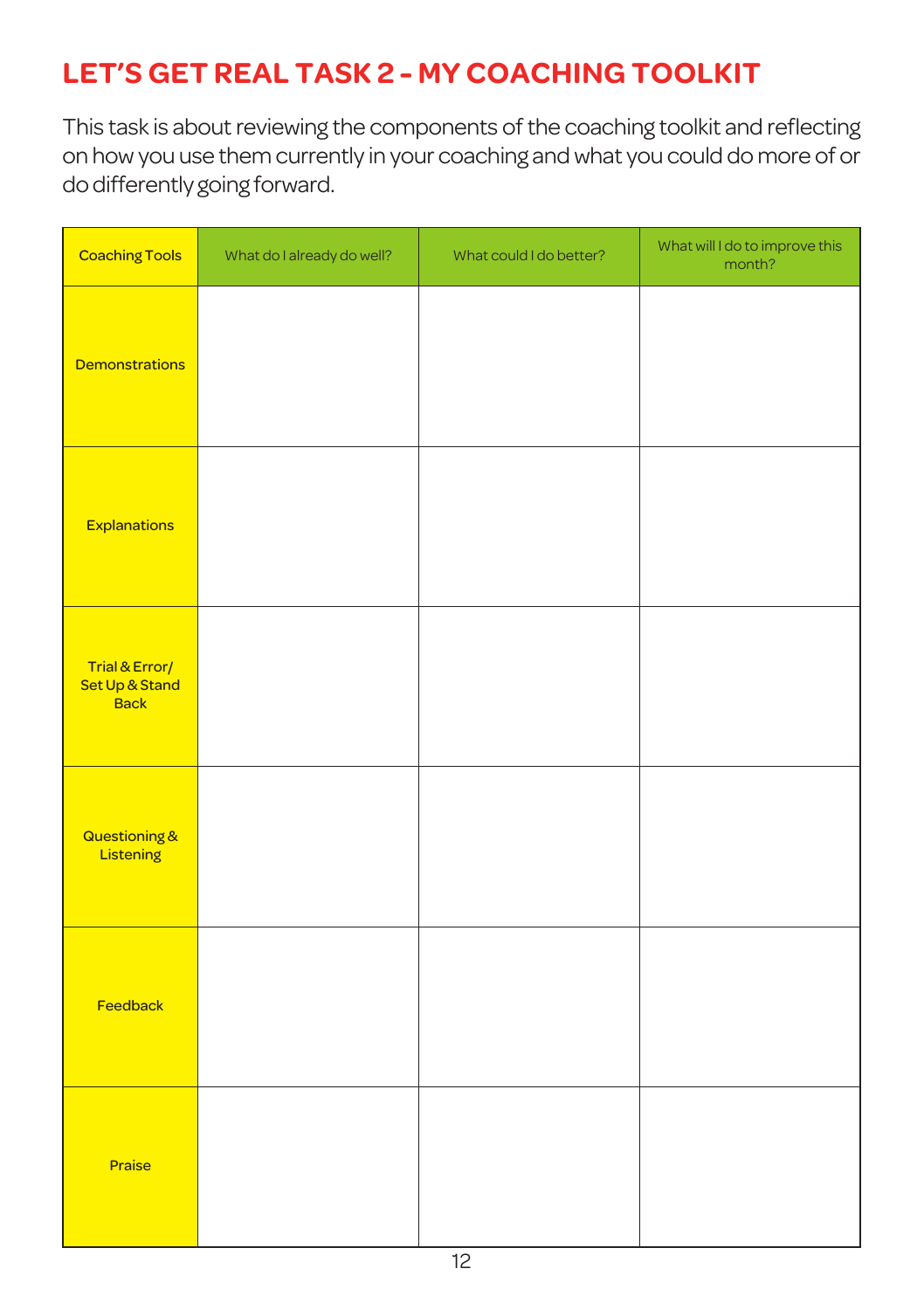# LET'S GET REAL TASK 2 - MY COACHING TOOLKIT

This task is about reviewing the components of the coaching toolkit and reflecting on how you use them currently in your coaching and what you could do more of or do differently going forward.

| Coaching Tools | What do I already do well? | What could I do better? | What will I do to improve this month? |
|---|---|---|---|
| Demonstrations | | | |
| Explanations | | | |
| Trial & Error/ Set Up & Stand Back | | | |
| Questioning & Listening | | | |
| Feedback | | | |
| Praise | | | |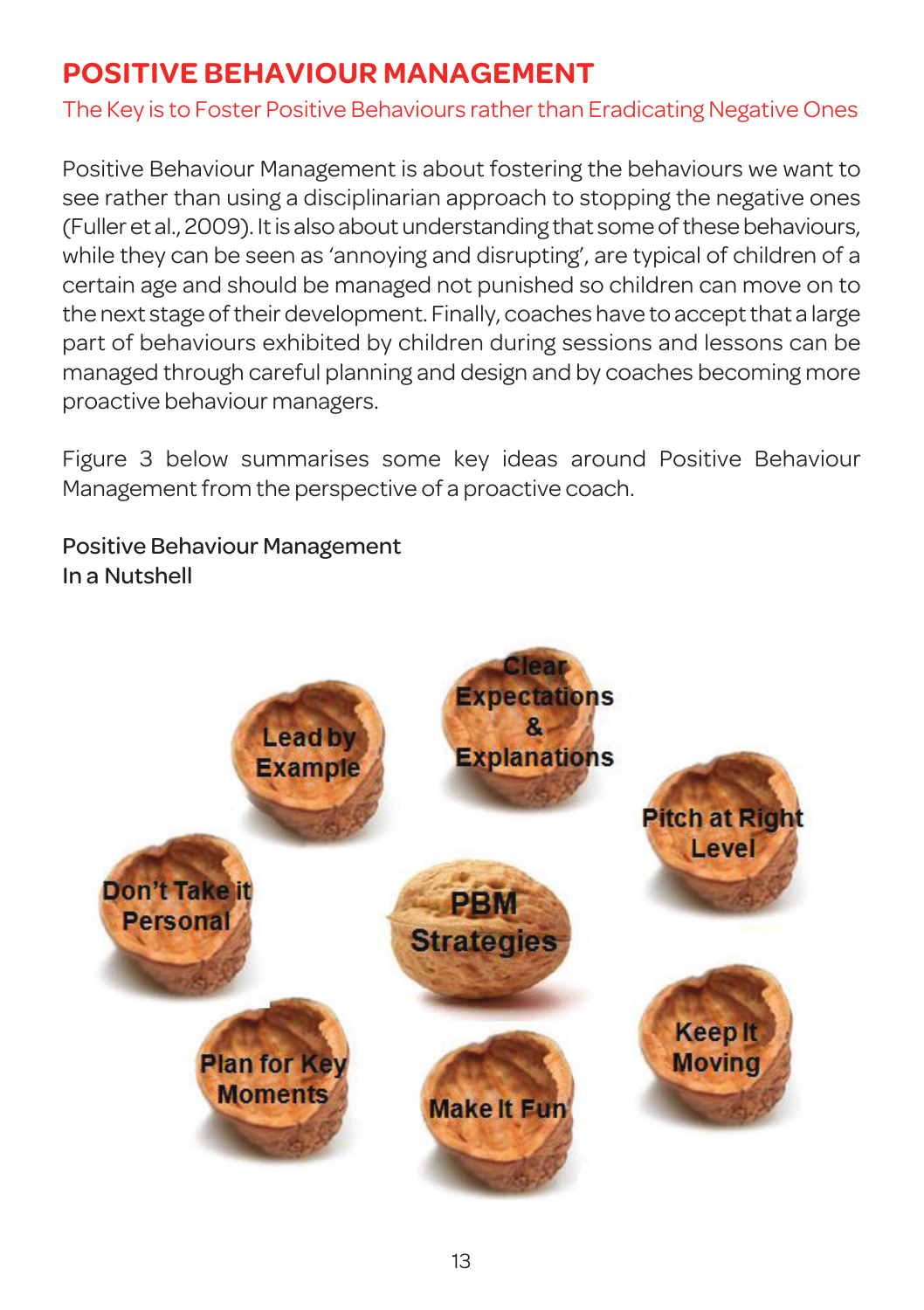# POSITIVE BEHAVIOUR MANAGEMENT

The Key is to Foster Positive Behaviours rather than Eradicating Negative Ones

Positive Behaviour Management is about fostering the behaviours we want to see rather than using a disciplinarian approach to stopping the negative ones (Fuller et al., 2009). It is also about understanding that some of these behaviours, while they can be seen as 'annoying and disrupting', are typical of children of a certain age and should be managed not punished so children can move on to the next stage of their development. Finally, coaches have to accept that a large part of behaviours exhibited by children during sessions and lessons can be managed through careful planning and design and by coaches becoming more proactive behaviour managers.

Figure 3 below summarises some key ideas around Positive Behaviour Management from the perspective of a proactive coach.

Positive Behaviour Management
In a Nutshell

PBM Strategies

- Lead by Example
- Clear Expectations & Explanations
- Pitch at Right Level
- Keep It Moving
- Make It Fun
- Plan for Key Moments
- Don't Take it Personal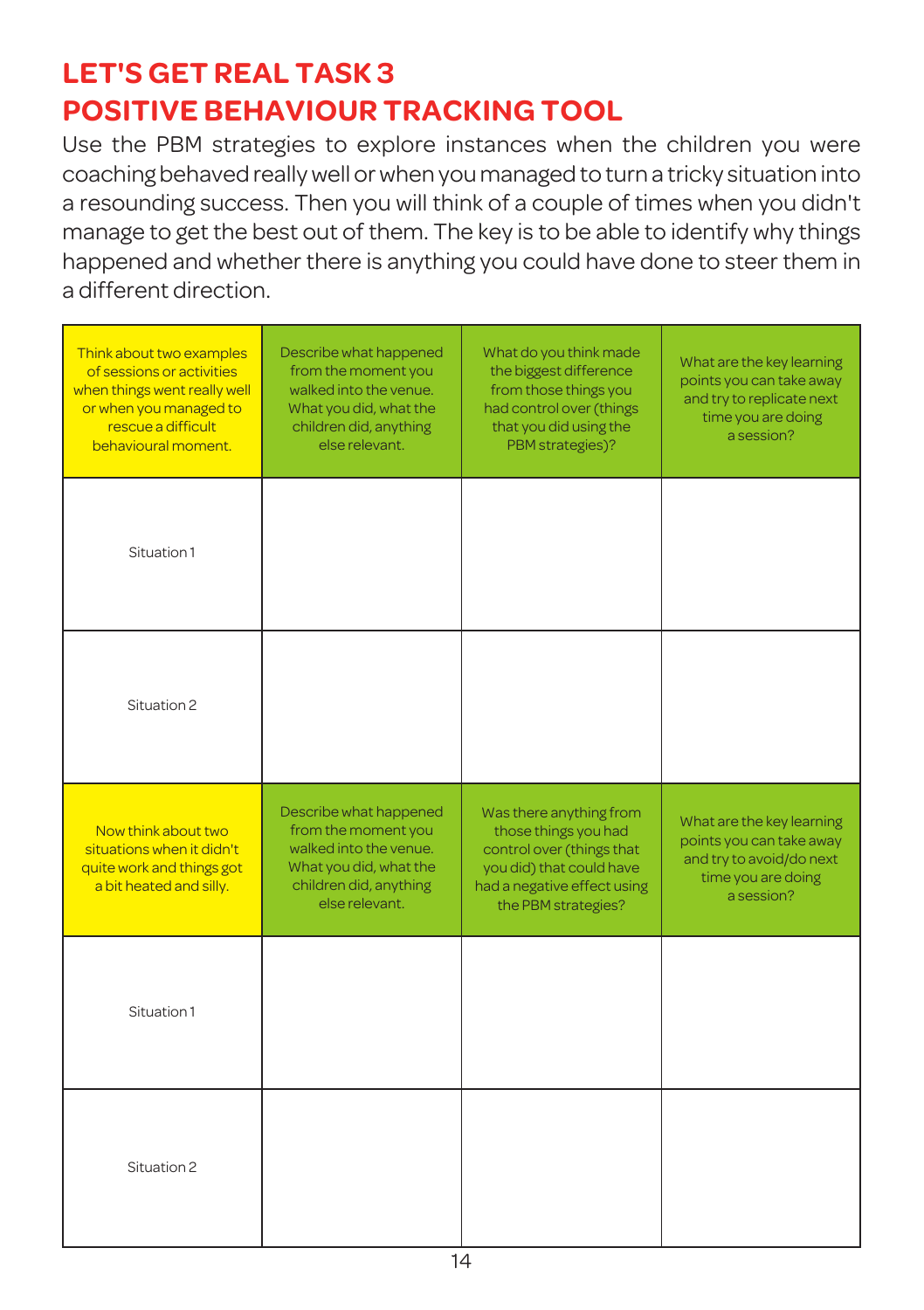# LET'S GET REAL TASK 3
# POSITIVE BEHAVIOUR TRACKING TOOL

Use the PBM strategies to explore instances when the children you were coaching behaved really well or when you managed to turn a tricky situation into a resounding success. Then you will think of a couple of times when you didn't manage to get the best out of them. The key is to be able to identify why things happened and whether there is anything you could have done to steer them in a different direction.

| Think about two examples of sessions or activities when things went really well or when you managed to rescue a difficult behavioural moment. | Describe what happened from the moment you walked into the venue. What you did, what the children did, anything else relevant. | What do you think made the biggest difference from those things you had control over (things that you did using the PBM strategies)? | What are the key learning points you can take away and try to replicate next time you are doing a session? |
|---|---|---|---|
| Situation 1 | | | |
| Situation 2 | | | |
| **Now think about two situations when it didn't quite work and things got a bit heated and silly.** | **Describe what happened from the moment you walked into the venue. What you did, what the children did, anything else relevant.** | **Was there anything from those things you had control over (things that you did) that could have had a negative effect using the PBM strategies?** | **What are the key learning points you can take away and try to avoid/do next time you are doing a session?** |
| Situation 1 | | | |
| Situation 2 | | | |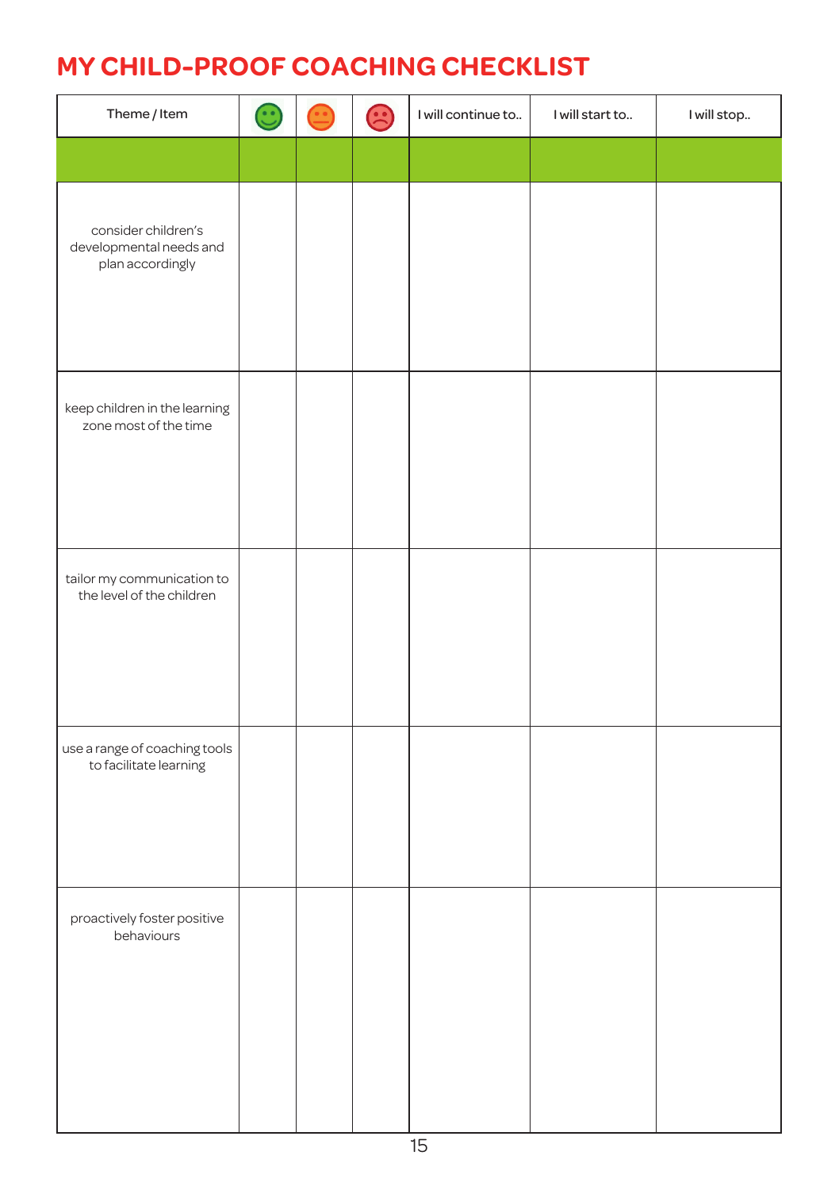# MY CHILD-PROOF COACHING CHECKLIST

| Theme / Item | 🙂 | 😐 | ☹️ | I will continue to.. | I will start to.. | I will stop.. |
|---|---|---|---|---|---|---|
| | | | | | | |
| consider children's developmental needs and plan accordingly | | | | | | |
| keep children in the learning zone most of the time | | | | | | |
| tailor my communication to the level of the children | | | | | | |
| use a range of coaching tools to facilitate learning | | | | | | |
| proactively foster positive behaviours | | | | | | |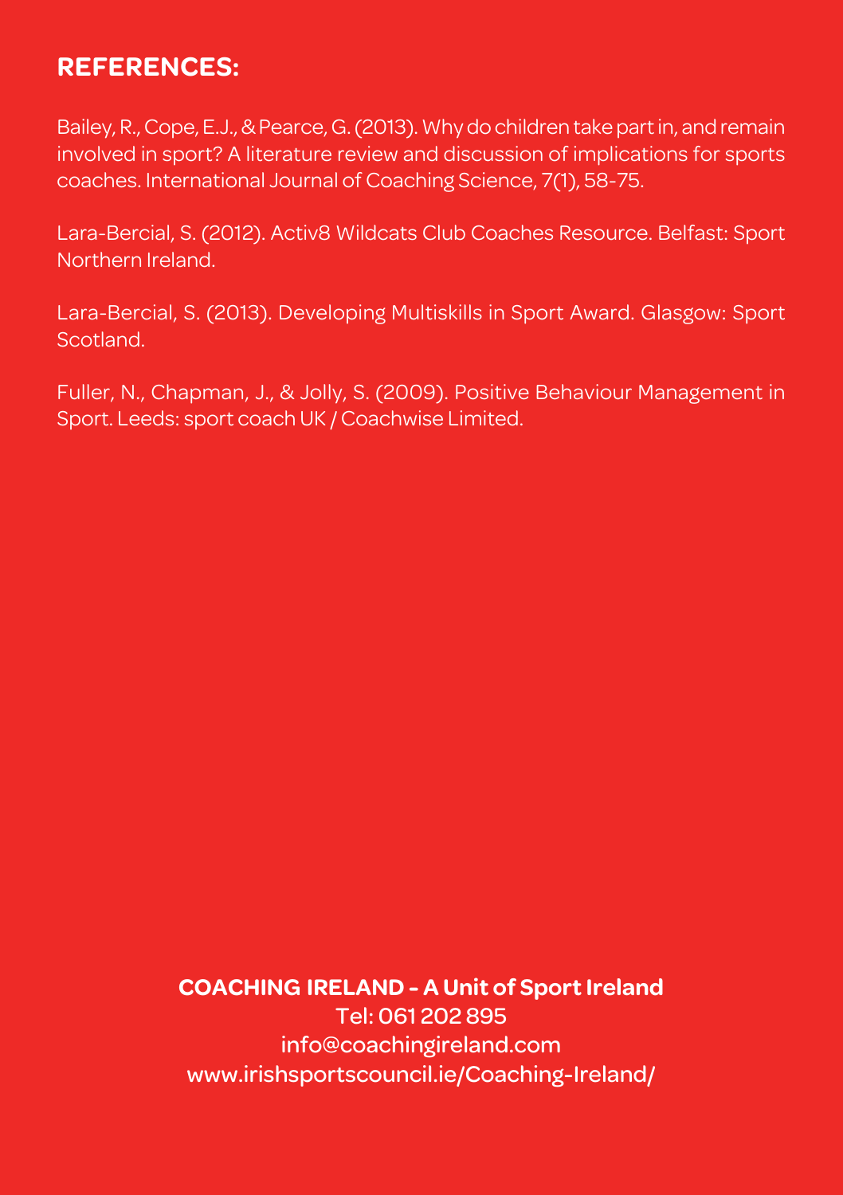## REFERENCES:

Bailey, R., Cope, E.J., & Pearce, G. (2013). Why do children take part in, and remain involved in sport? A literature review and discussion of implications for sports coaches. International Journal of Coaching Science, 7(1), 58-75.

Lara-Bercial, S. (2012). Activ8 Wildcats Club Coaches Resource. Belfast: Sport Northern Ireland.

Lara-Bercial, S. (2013). Developing Multiskills in Sport Award. Glasgow: Sport Scotland.

Fuller, N., Chapman, J., & Jolly, S. (2009). Positive Behaviour Management in Sport. Leeds: sport coach UK / Coachwise Limited.

**COACHING IRELAND - A Unit of Sport Ireland**
Tel: 061 202 895
info@coachingireland.com
www.irishsportscouncil.ie/Coaching-Ireland/